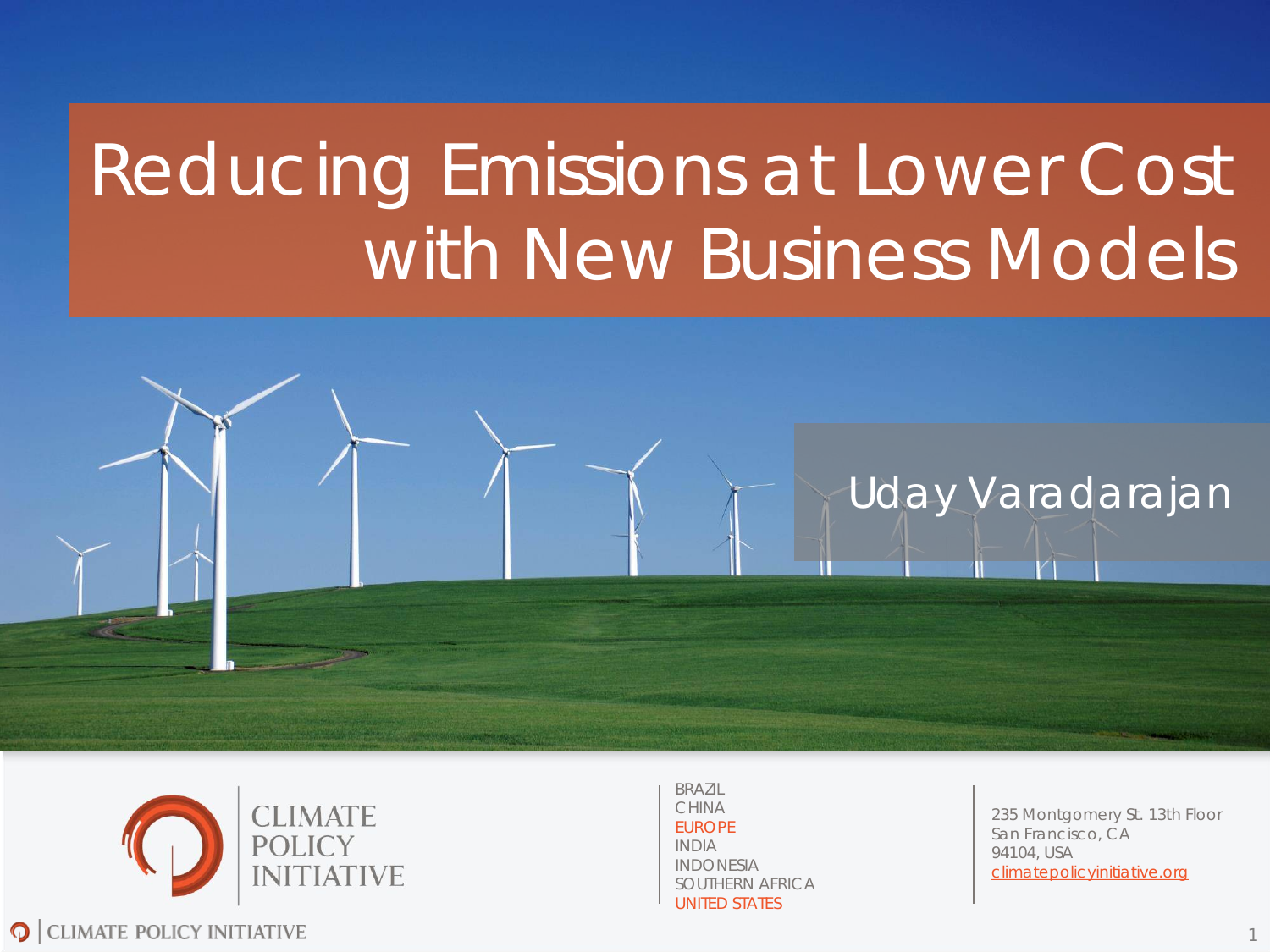# Reducing Emissions at Lower Cost with New Business Models

Uday Varadarajan

CLIMATE POLICY INITIATIVE

BRAZIL
CHINA
EUROPE
INDIA
INDONESIA
SOUTHERN AFRICA
UNITED STATES

235 Montgomery St. 13th Floor
San Francisco, CA
94104, USA
climatepolicyinitiative.org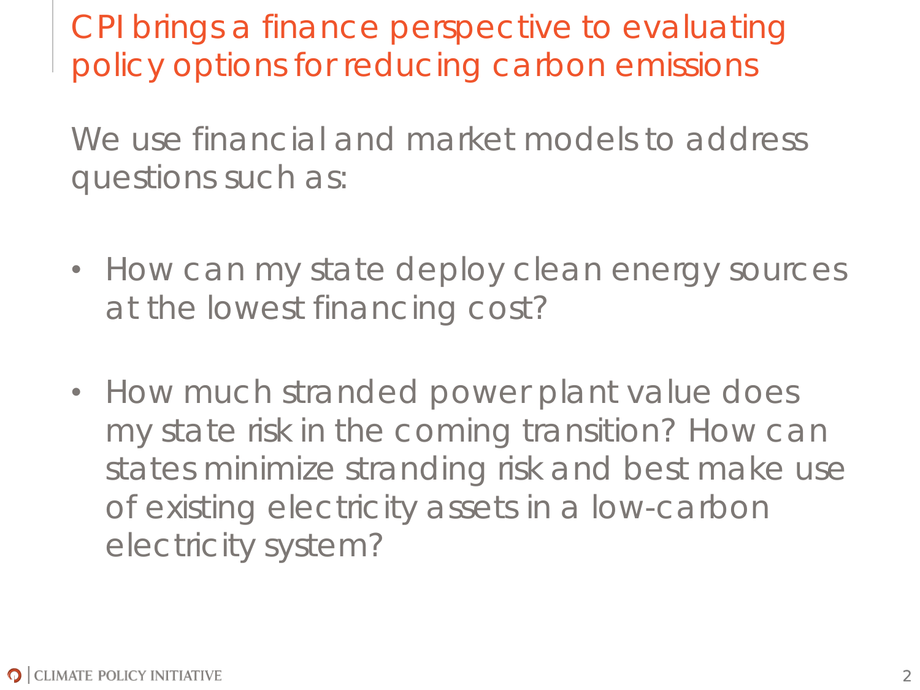# CPI brings a finance perspective to evaluating policy options for reducing carbon emissions

We use financial and market models to address questions such as:

- How can my state deploy clean energy sources at the lowest financing cost?

- How much stranded power plant value does my state risk in the coming transition? How can states minimize stranding risk and best make use of existing electricity assets in a low-carbon electricity system?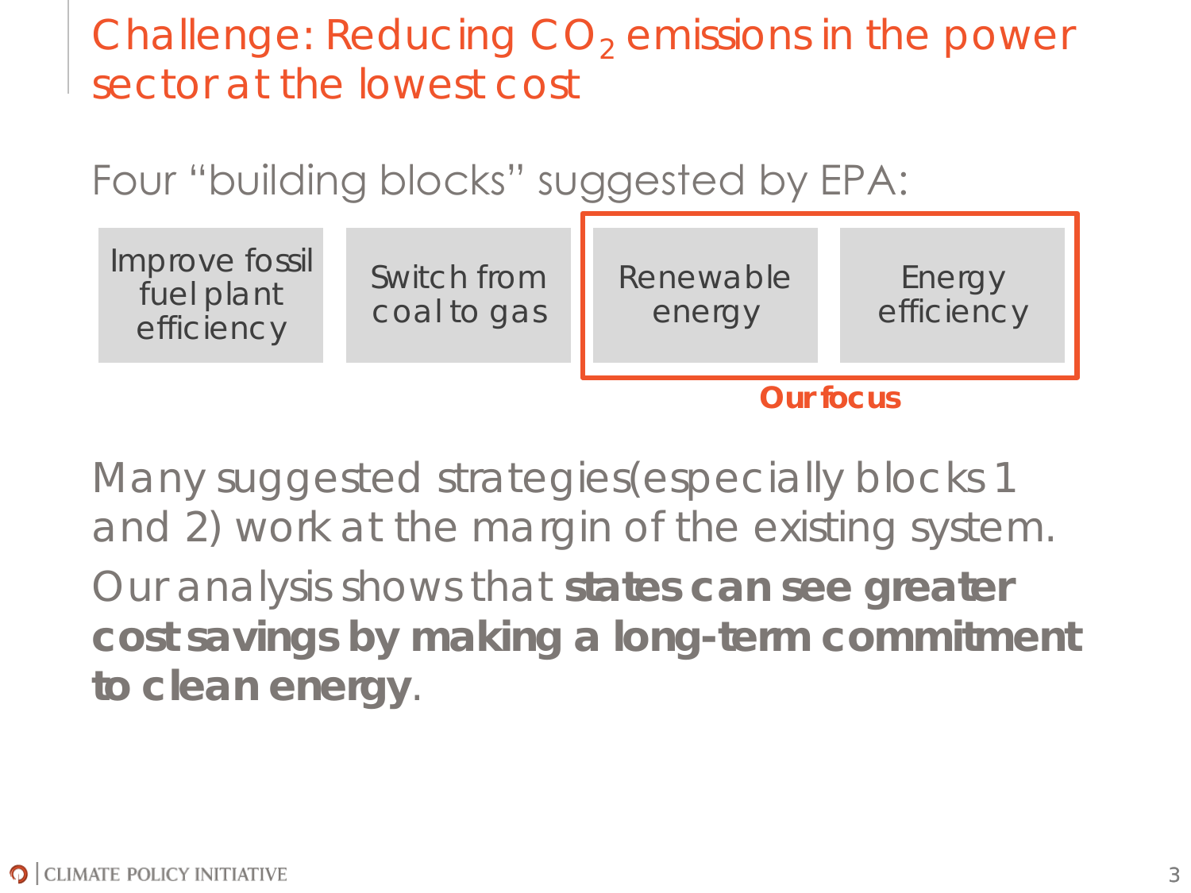# Challenge: Reducing $CO_2$ emissions in the power sector at the lowest cost

Four "building blocks" suggested by EPA:

- Improve fossil fuel plant efficiency
- Switch from coal to gas
- Renewable energy
- Energy efficiency

**Our focus**: Renewable energy, Energy efficiency

Many suggested strategies (especially blocks 1 and 2) work at the margin of the existing system.

Our analysis shows that **states can see greater cost savings by making a long-term commitment to clean energy**.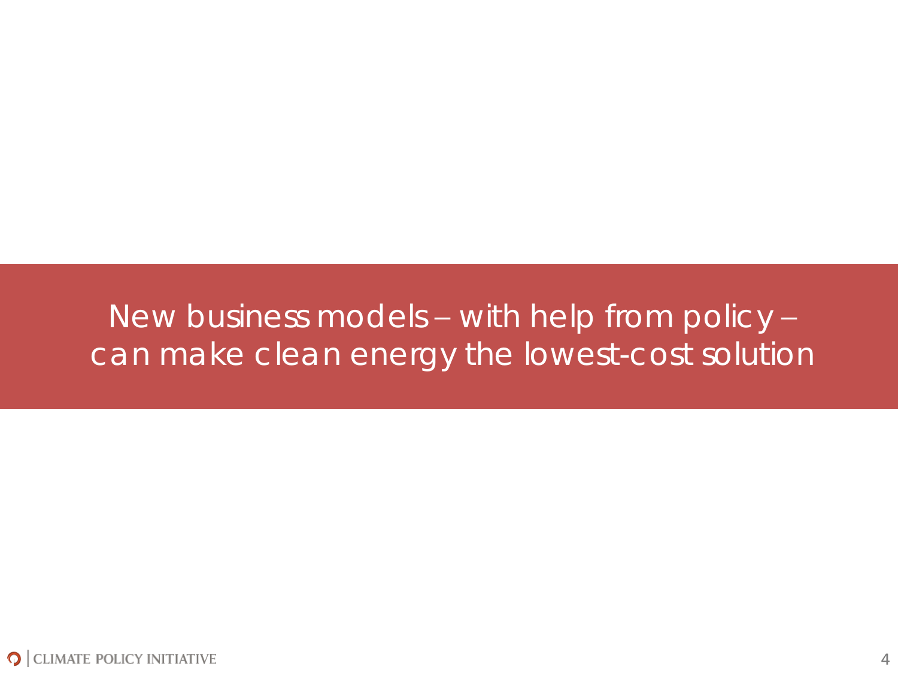# New business models – with help from policy – can make clean energy the lowest-cost solution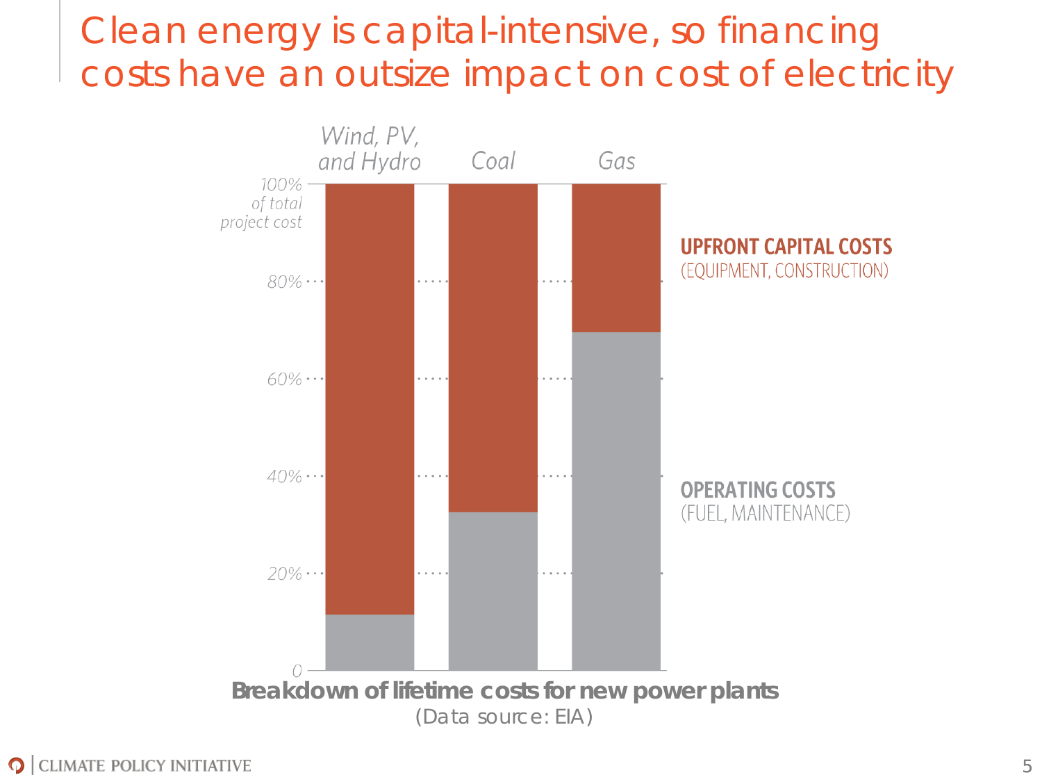# Clean energy is capital-intensive, so financing costs have an outsize impact on cost of electricity

| | Wind, PV, and Hydro | Coal | Gas |
|---|---|---|---|
| Upfront capital costs (equipment, construction) | ~88% | ~67% | ~30% |
| Operating costs (fuel, maintenance) | ~12% | ~33% | ~70% |

*100% of total project cost*

UPFRONT CAPITAL COSTS (EQUIPMENT, CONSTRUCTION)

OPERATING COSTS (FUEL, MAINTENANCE)

**Breakdown of lifetime costs for new power plants**

(Data source: EIA)

CLIMATE POLICY INITIATIVE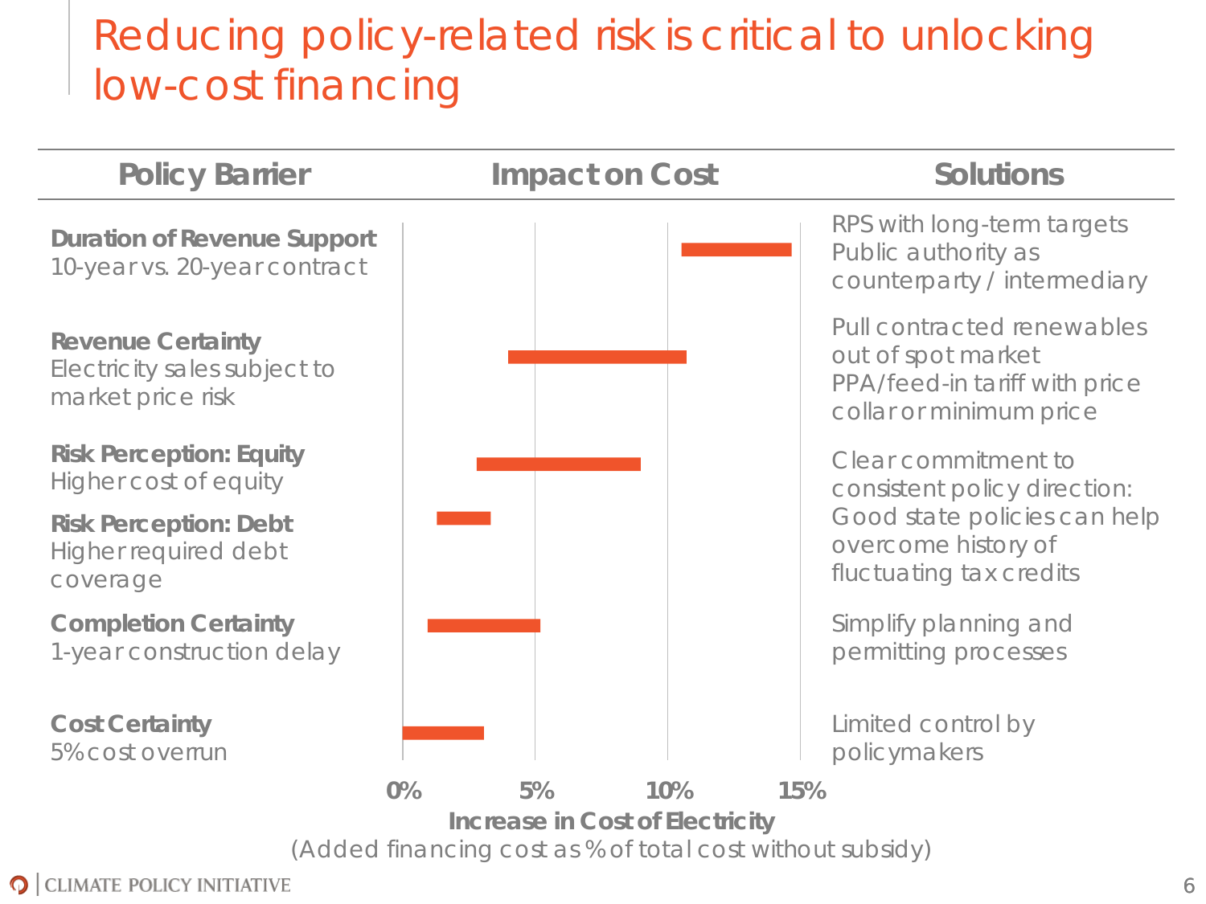# Reducing policy-related risk is critical to unlocking low-cost financing

| Policy Barrier | Impact on Cost | Solutions |
| --- | --- | --- |
| **Duration of Revenue Support** 10-year vs. 20-year contract | | RPS with long-term targets; Public authority as counterparty / intermediary |
| **Revenue Certainty** Electricity sales subject to market price risk | | Pull contracted renewables out of spot market; PPA/feed-in tariff with price collar or minimum price |
| **Risk Perception: Equity** Higher cost of equity | | Clear commitment to consistent policy direction: Good state policies can help overcome history of fluctuating tax credits |
| **Risk Perception: Debt** Higher required debt coverage | | |
| **Completion Certainty** 1-year construction delay | | Simplify planning and permitting processes |
| **Cost Certainty** 5% cost overrun | | Limited control by policymakers |

0% 5% 10% 15%

**Increase in Cost of Electricity**
(Added financing cost as % of total cost without subsidy)

CLIMATE POLICY INITIATIVE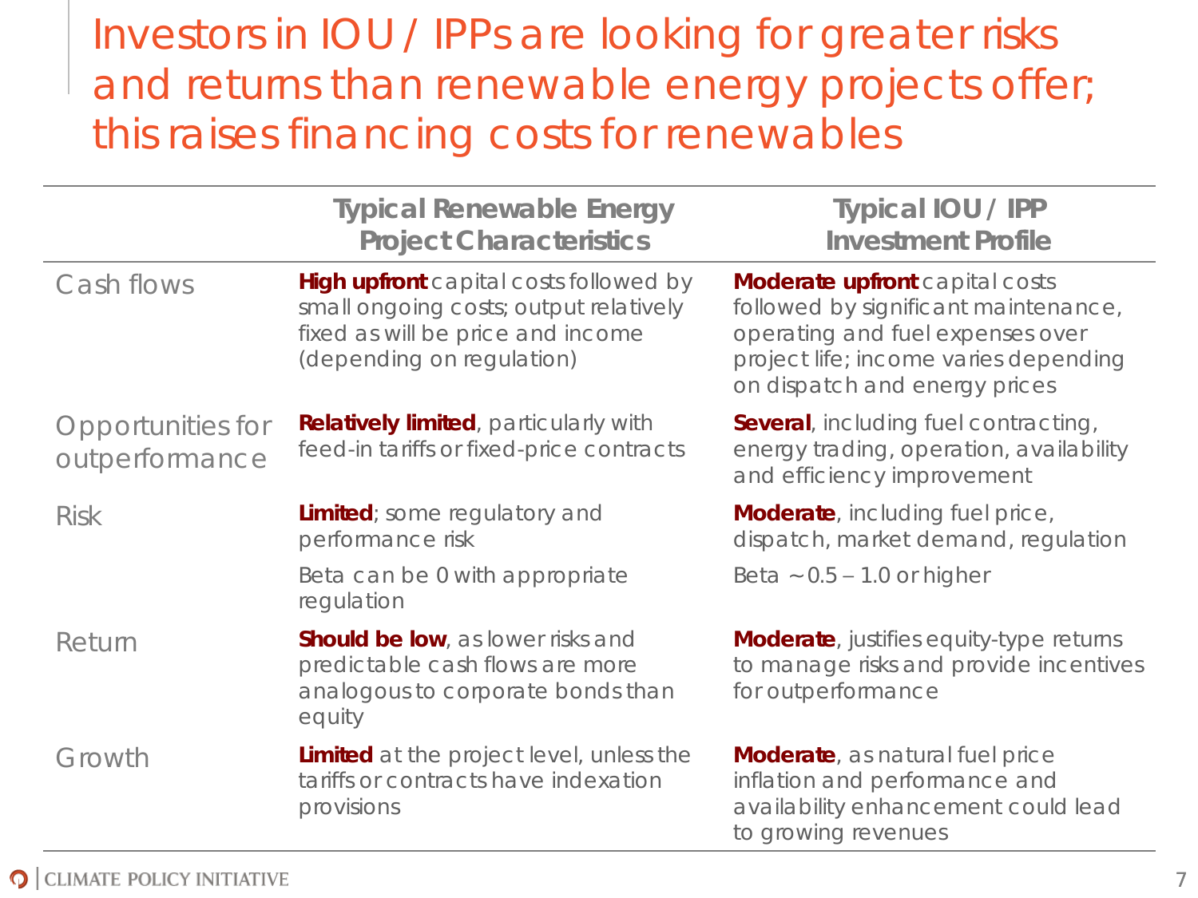# Investors in IOU / IPPs are looking for greater risks and returns than renewable energy projects offer; this raises financing costs for renewables

| | Typical Renewable Energy Project Characteristics | Typical IOU / IPP Investment Profile |
|---|---|---|
| Cash flows | **High upfront** capital costs followed by small ongoing costs; output relatively fixed as will be price and income (depending on regulation) | **Moderate upfront** capital costs followed by significant maintenance, operating and fuel expenses over project life; income varies depending on dispatch and energy prices |
| Opportunities for outperformance | **Relatively limited**, particularly with feed-in tariffs or fixed-price contracts | **Several**, including fuel contracting, energy trading, operation, availability and efficiency improvement |
| Risk | **Limited**; some regulatory and performance risk<br>Beta can be 0 with appropriate regulation | **Moderate**, including fuel price, dispatch, market demand, regulation<br>Beta ~0.5 – 1.0 or higher |
| Return | **Should be low**, as lower risks and predictable cash flows are more analogous to corporate bonds than equity | **Moderate**, justifies equity-type returns to manage risks and provide incentives for outperformance |
| Growth | **Limited** at the project level, unless the tariffs or contracts have indexation provisions | **Moderate**, as natural fuel price inflation and performance and availability enhancement could lead to growing revenues |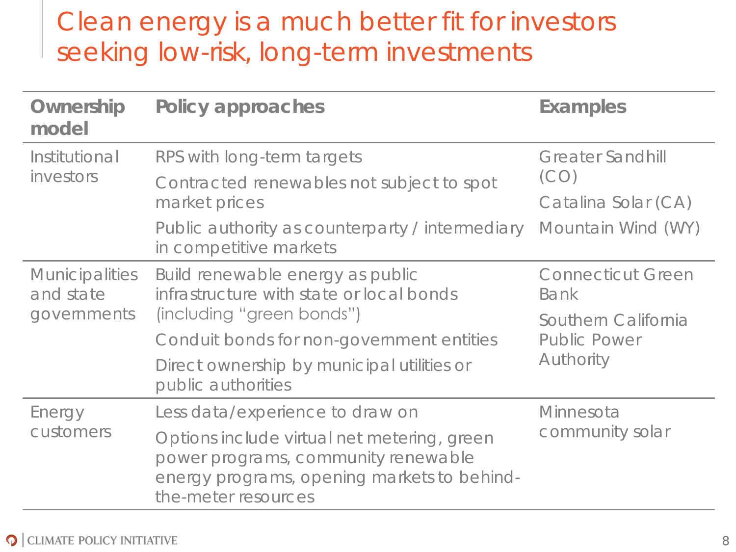# Clean energy is a much better fit for investors seeking low-risk, long-term investments

| Ownership model | Policy approaches | Examples |
|---|---|---|
| Institutional investors | RPS with long-term targets<br>Contracted renewables not subject to spot market prices<br>Public authority as counterparty / intermediary in competitive markets | Greater Sandhill (CO)<br>Catalina Solar (CA)<br>Mountain Wind (WY) |
| Municipalities and state governments | Build renewable energy as public infrastructure with state or local bonds (including "green bonds")<br>Conduit bonds for non-government entities<br>Direct ownership by municipal utilities or public authorities | Connecticut Green Bank<br>Southern California Public Power Authority |
| Energy customers | Less data/experience to draw on<br>Options include virtual net metering, green power programs, community renewable energy programs, opening markets to behind-the-meter resources | Minnesota community solar |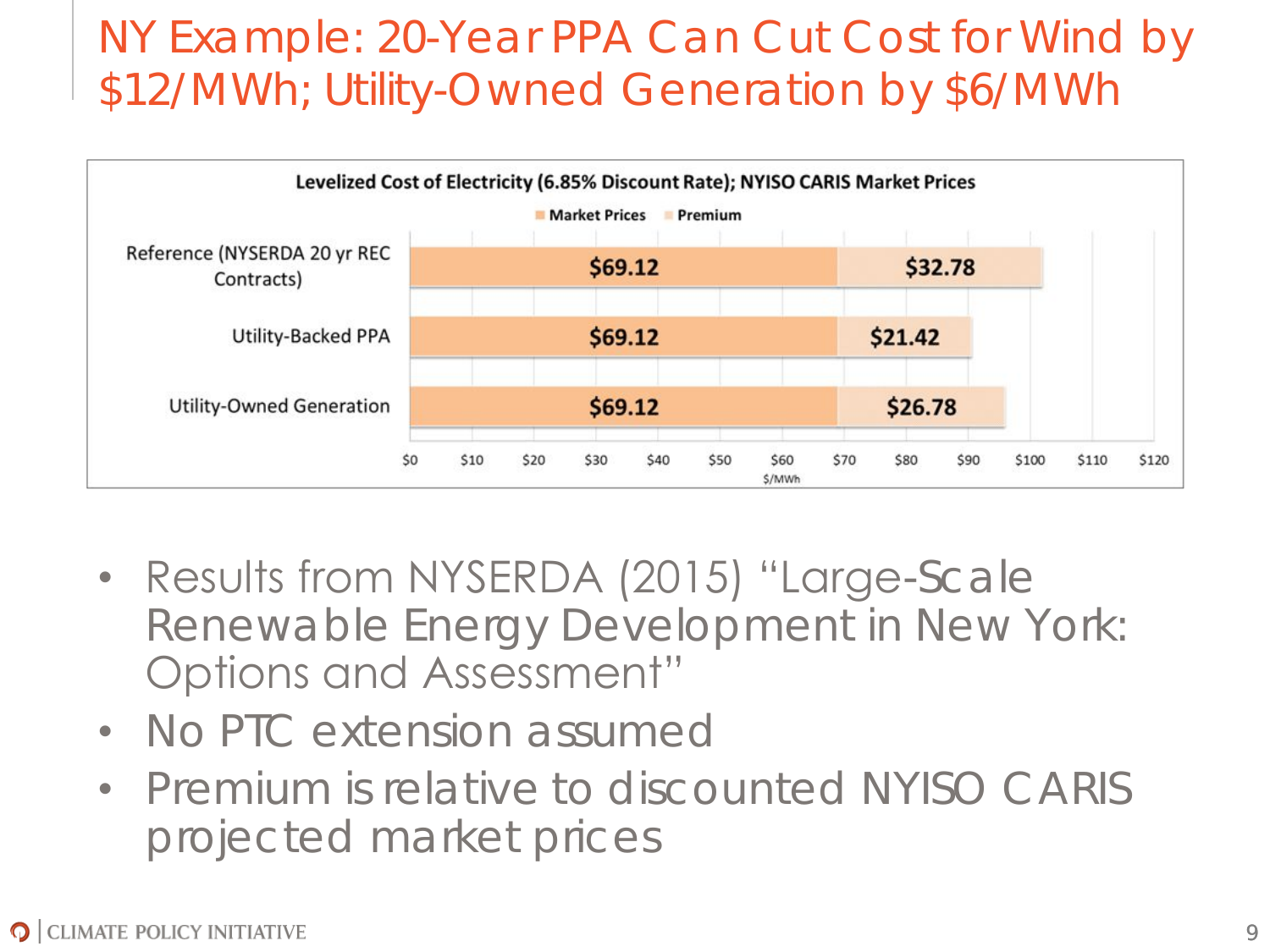# NY Example: 20-Year PPA Can Cut Cost for Wind by $12/MWh; Utility-Owned Generation by $6/MWh

**Levelized Cost of Electricity (6.85% Discount Rate); NYISO CARIS Market Prices**

| | Market Prices | Premium |
|---|---|---|
| Reference (NYSERDA 20 yr REC Contracts) | $69.12 | $32.78 |
| Utility-Backed PPA | $69.12 | $21.42 |
| Utility-Owned Generation | $69.12 | $26.78 |

$/MWh

- Results from NYSERDA (2015) "Large-Scale Renewable Energy Development in New York: Options and Assessment"
- No PTC extension assumed
- Premium is relative to discounted NYISO CARIS projected market prices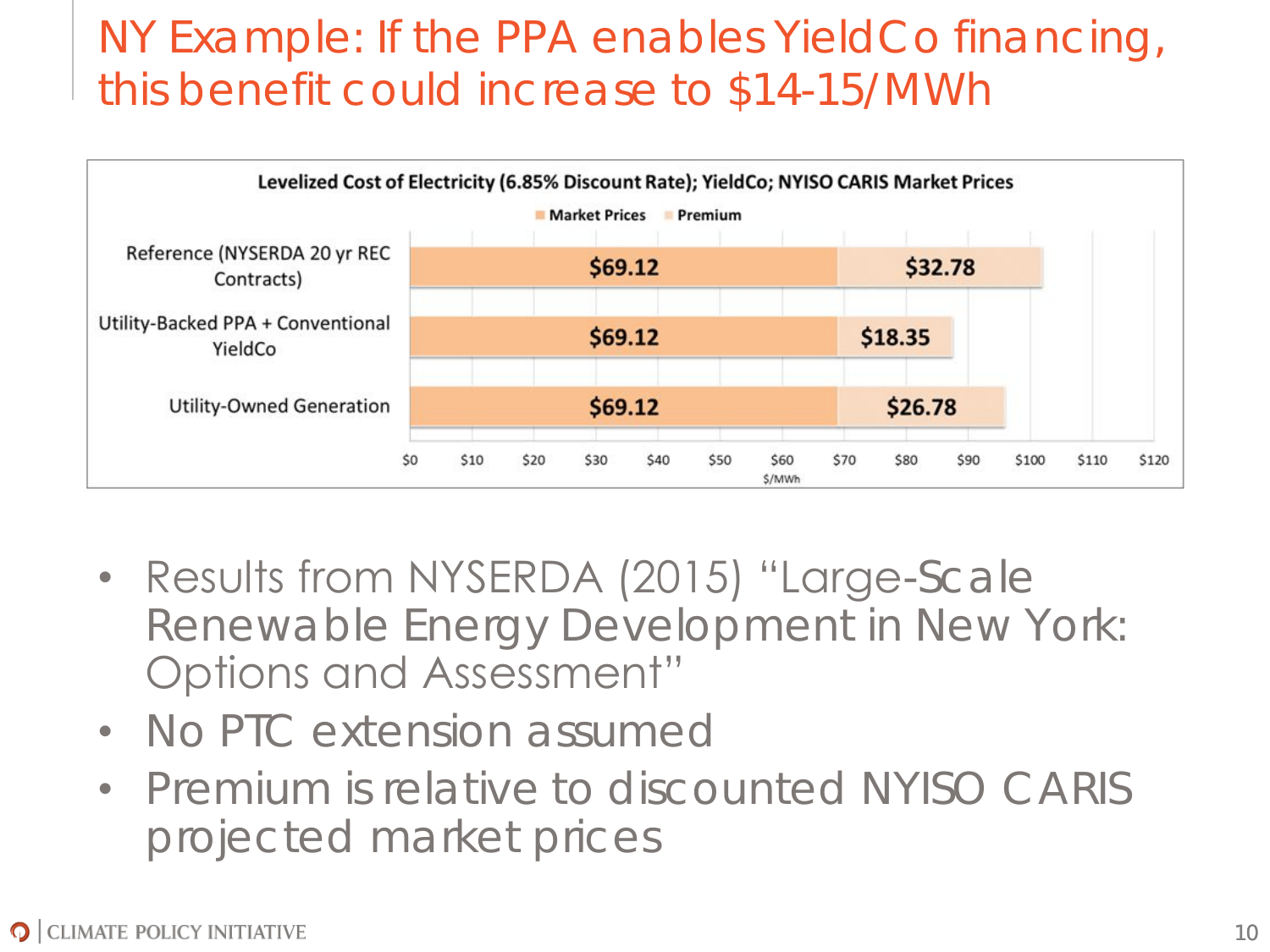# NY Example: If the PPA enables YieldCo financing, this benefit could increase to $14-15/MWh

**Levelized Cost of Electricity (6.85% Discount Rate); YieldCo; NYISO CARIS Market Prices**

| | Market Prices ($/MWh) | Premium ($/MWh) |
|---|---|---|
| Reference (NYSERDA 20 yr REC Contracts) | $69.12 | $32.78 |
| Utility-Backed PPA + Conventional YieldCo | $69.12 | $18.35 |
| Utility-Owned Generation | $69.12 | $26.78 |

- Results from NYSERDA (2015) "Large-Scale Renewable Energy Development in New York: Options and Assessment"
- No PTC extension assumed
- Premium is relative to discounted NYISO CARIS projected market prices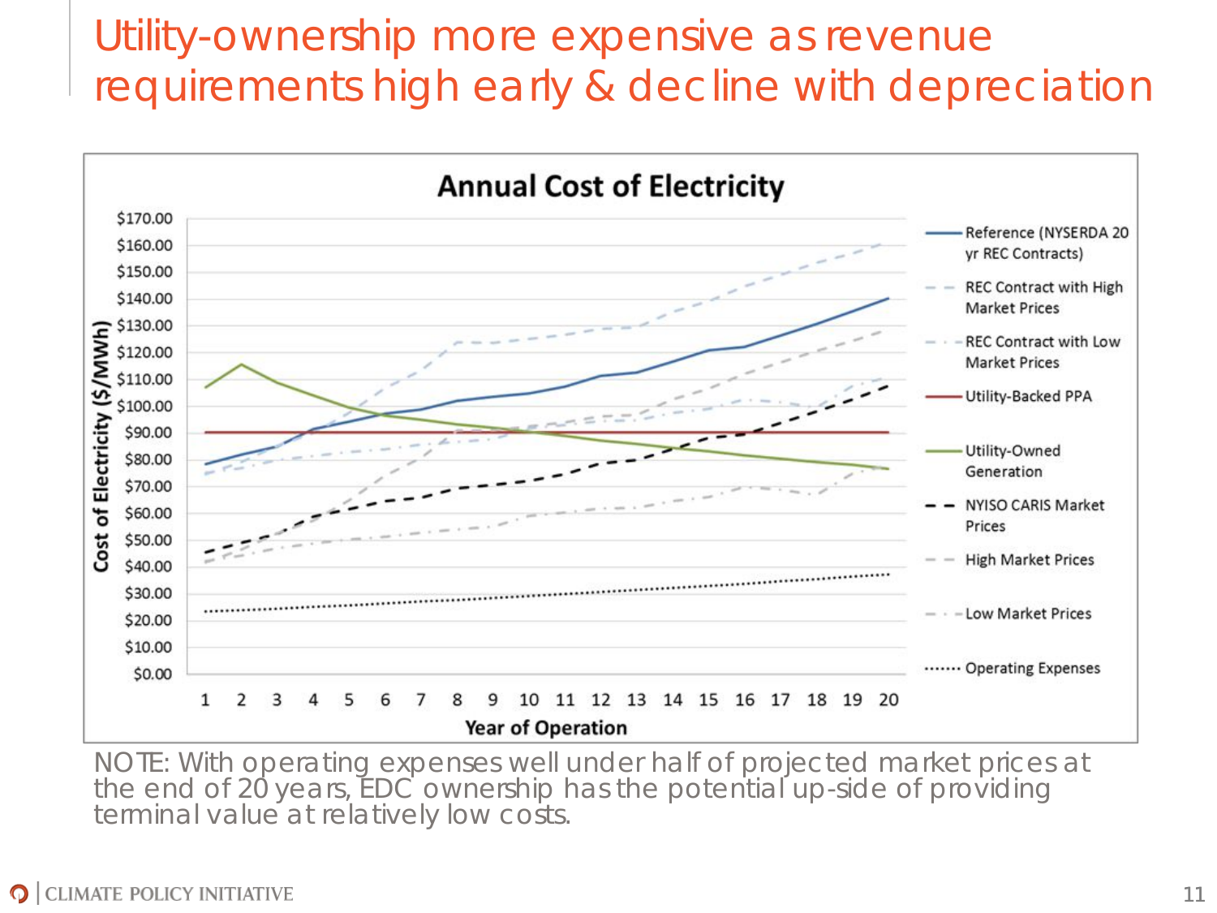# Utility-ownership more expensive as revenue requirements high early & decline with depreciation

**Annual Cost of Electricity**

Cost of Electricity ($/MWh)

$170.00
$160.00
$150.00
$140.00
$130.00
$120.00
$110.00
$100.00
$90.00
$80.00
$70.00
$60.00
$50.00
$40.00
$30.00
$20.00
$10.00
$0.00

1 2 3 4 5 6 7 8 9 10 11 12 13 14 15 16 17 18 19 20

Year of Operation

- Reference (NYSERDA 20 yr REC Contracts)
- REC Contract with High Market Prices
- REC Contract with Low Market Prices
- Utility-Backed PPA
- Utility-Owned Generation
- NYISO CARIS Market Prices
- High Market Prices
- Low Market Prices
- Operating Expenses

NOTE: With operating expenses well under half of projected market prices at the end of 20 years, EDC ownership has the potential up-side of providing terminal value at relatively low costs.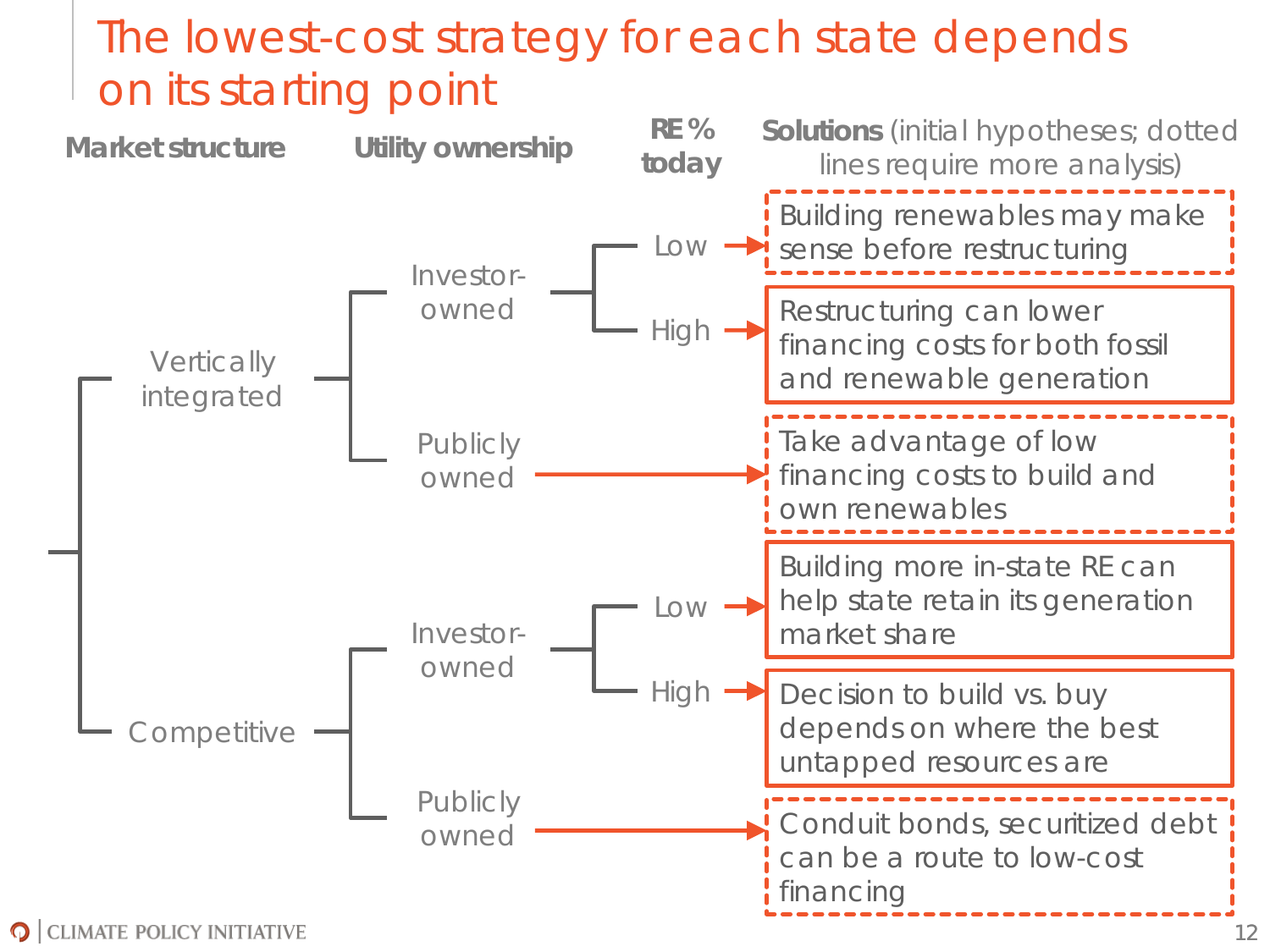# The lowest-cost strategy for each state depends on its starting point

| Market structure | Utility ownership | RE % today | Solutions (initial hypotheses; dotted lines require more analysis) |
|---|---|---|---|
| Vertically integrated | Investor-owned | Low | Building renewables may make sense before restructuring |
| | | High | Restructuring can lower financing costs for both fossil and renewable generation |
| | Publicly owned | | Take advantage of low financing costs to build and own renewables |
| Competitive | Investor-owned | Low | Building more in-state RE can help state retain its generation market share |
| | | High | Decision to build vs. buy depends on where the best untapped resources are |
| | Publicly owned | | Conduit bonds, securitized debt can be a route to low-cost financing |

CLIMATE POLICY INITIATIVE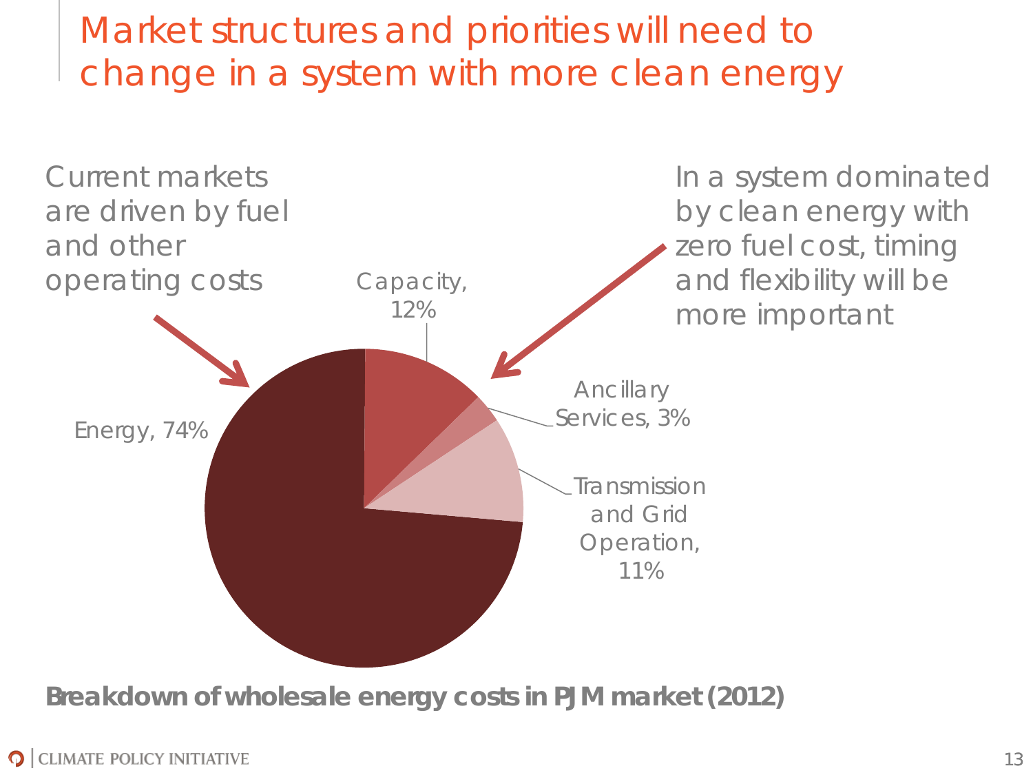# Market structures and priorities will need to change in a system with more clean energy

Current markets are driven by fuel and other operating costs

In a system dominated by clean energy with zero fuel cost, timing and flexibility will be more important

Energy, 74%

Capacity, 12%

Ancillary Services, 3%

Transmission and Grid Operation, 11%

**Breakdown of wholesale energy costs in PJM market (2012)**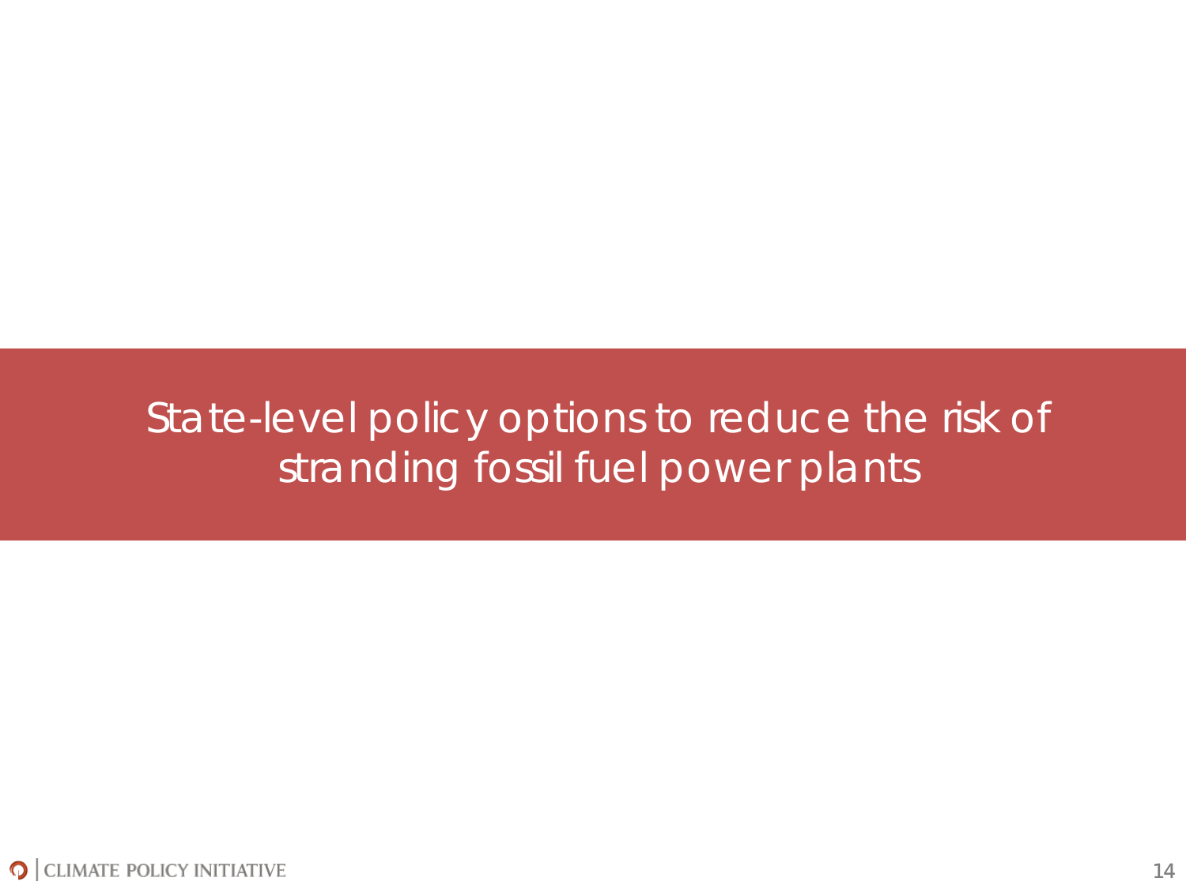# State-level policy options to reduce the risk of stranding fossil fuel power plants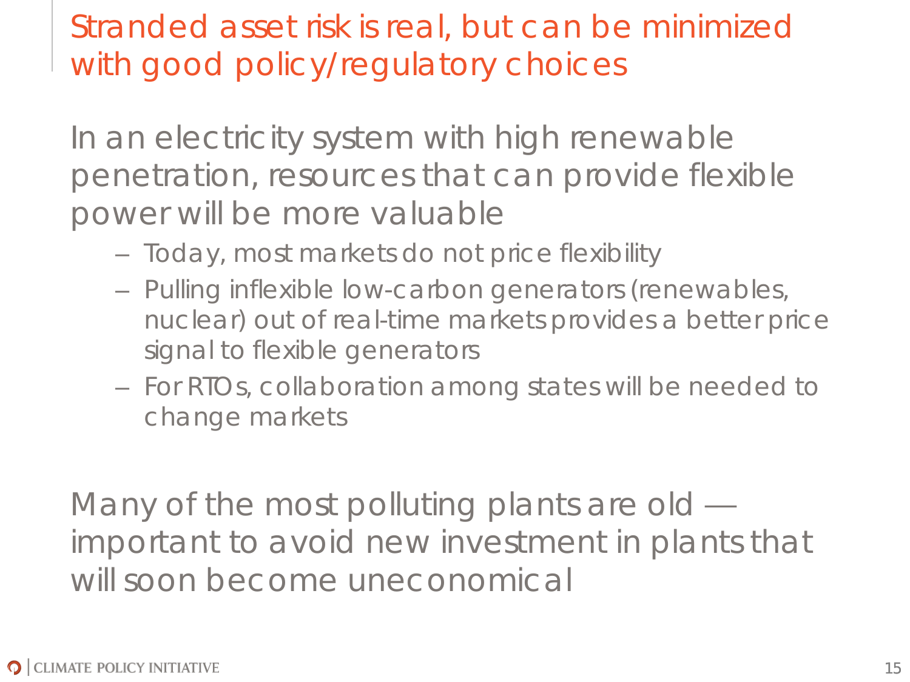# Stranded asset risk is real, but can be minimized with good policy/regulatory choices

In an electricity system with high renewable penetration, resources that can provide flexible power will be more valuable

- Today, most markets do not price flexibility
- Pulling inflexible low-carbon generators (renewables, nuclear) out of real-time markets provides a better price signal to flexible generators
- For RTOs, collaboration among states will be needed to change markets

Many of the most polluting plants are old — important to avoid new investment in plants that will soon become uneconomical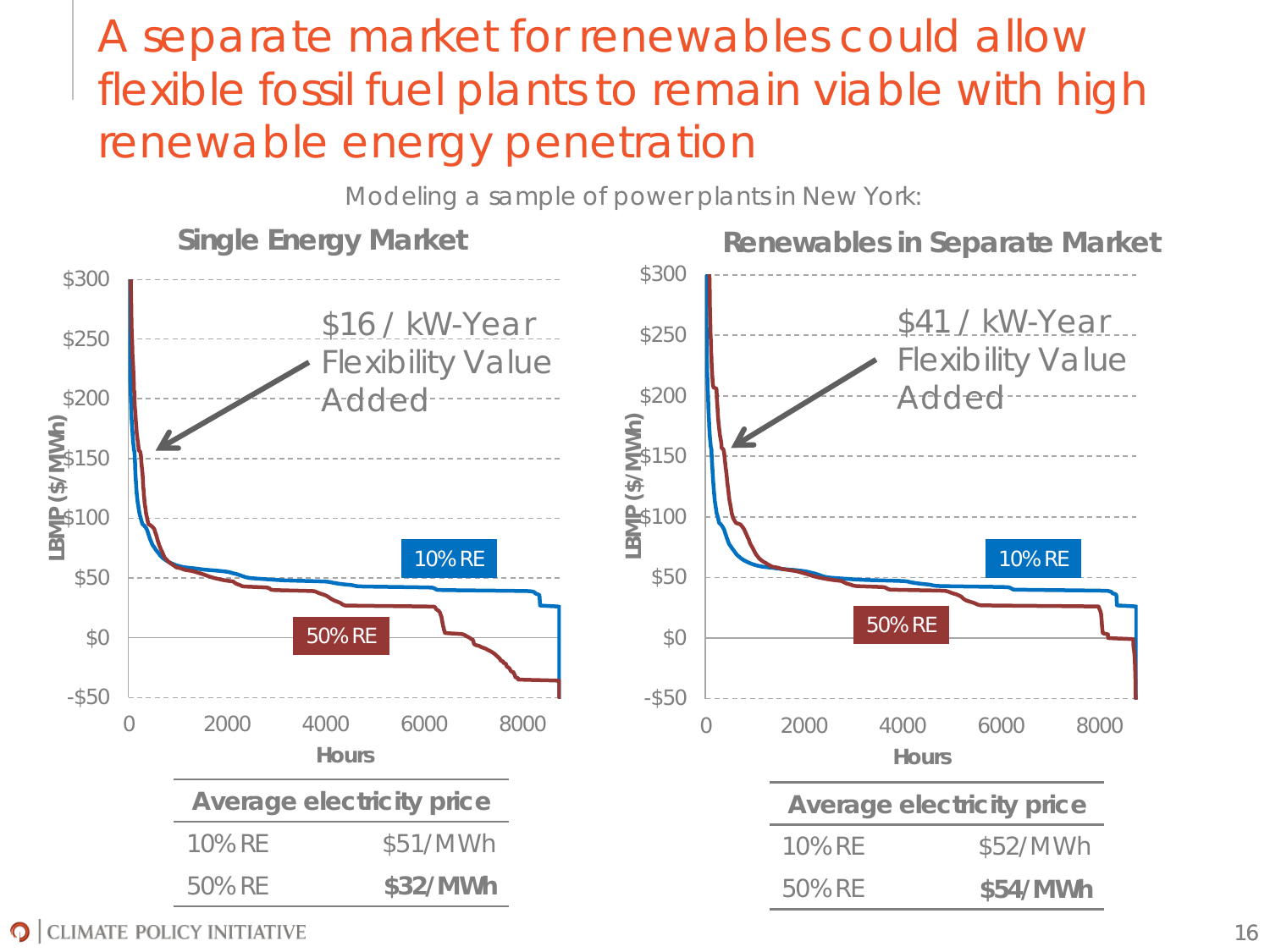# A separate market for renewables could allow flexible fossil fuel plants to remain viable with high renewable energy penetration

Modeling a sample of power plants in New York:

## Single Energy Market

$16 / kW-Year Flexibility Value Added

| Average electricity price | |
|---|---|
| 10% RE | $51/MWh |
| 50% RE | **$32/MWh** |

## Renewables in Separate Market

$41 / kW-Year Flexibility Value Added

| Average electricity price | |
|---|---|
| 10% RE | $52/MWh |
| 50% RE | **$54/MWh** |

CLIMATE POLICY INITIATIVE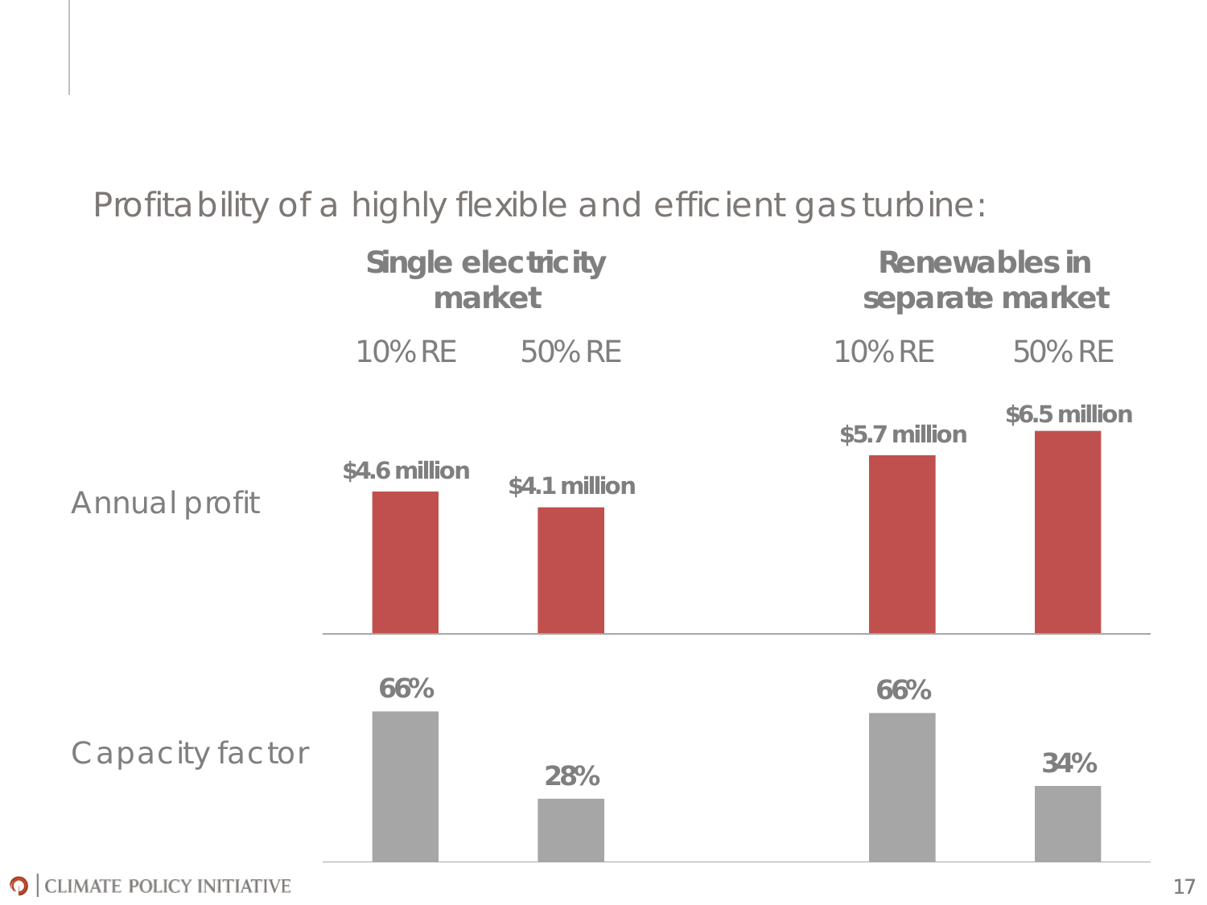Profitability of a highly flexible and efficient gas turbine:

| | Single electricity market | | Renewables in separate market | |
|---|---|---|---|---|
| | 10% RE | 50% RE | 10% RE | 50% RE |
| Annual profit | $4.6 million | $4.1 million | $5.7 million | $6.5 million |
| Capacity factor | 66% | 28% | 66% | 34% |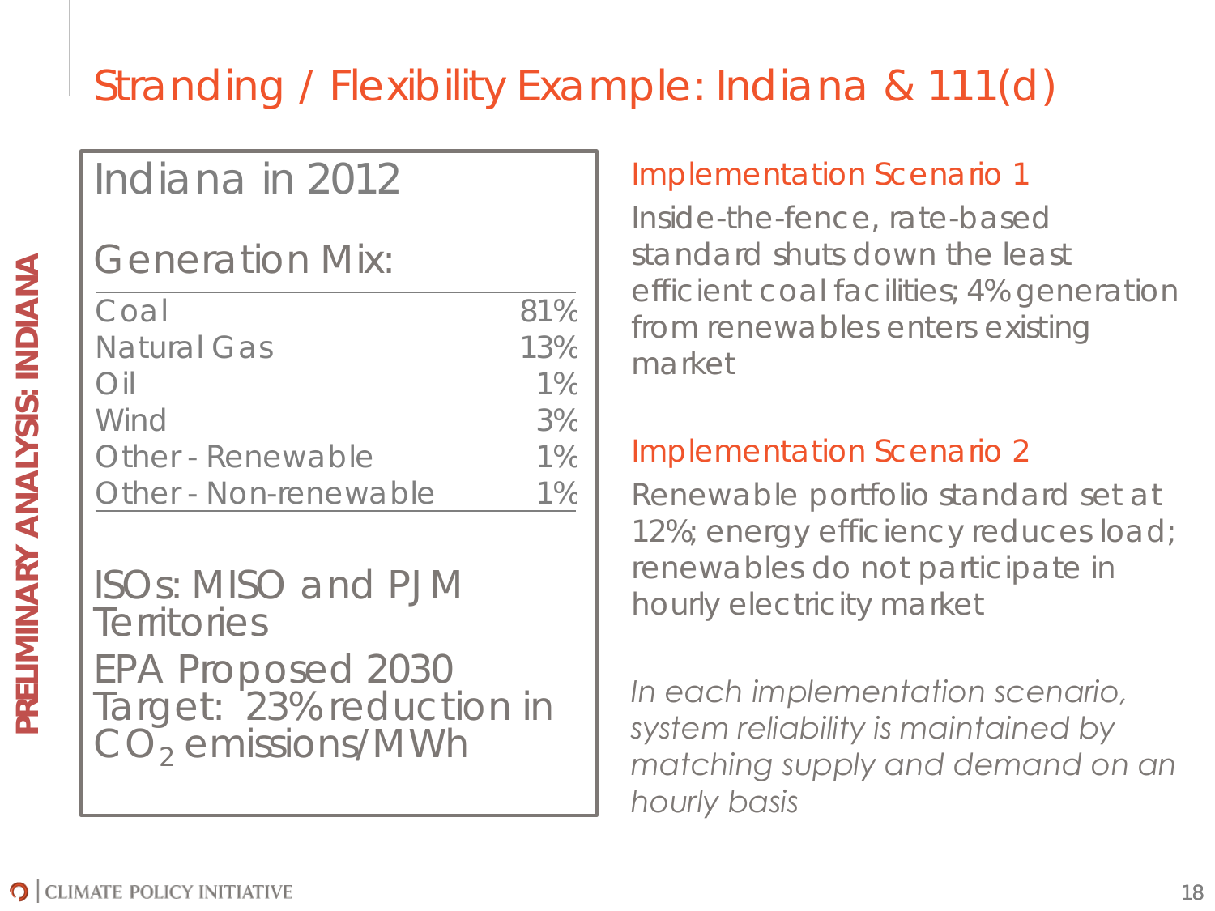# Stranding / Flexibility Example: Indiana & 111(d)

**PRELIMINARY ANALYSIS: INDIANA**

## Indiana in 2012

### Generation Mix:

| Source | Share |
|---|---|
| Coal | 81% |
| Natural Gas | 13% |
| Oil | 1% |
| Wind | 3% |
| Other - Renewable | 1% |
| Other - Non-renewable | 1% |

ISOs: MISO and PJM Territories

EPA Proposed 2030 Target: 23% reduction in $CO_2$ emissions/MWh

### Implementation Scenario 1

Inside-the-fence, rate-based standard shuts down the least efficient coal facilities; 4% generation from renewables enters existing market

### Implementation Scenario 2

Renewable portfolio standard set at 12%; energy efficiency reduces load; renewables do not participate in hourly electricity market

*In each implementation scenario, system reliability is maintained by matching supply and demand on an hourly basis*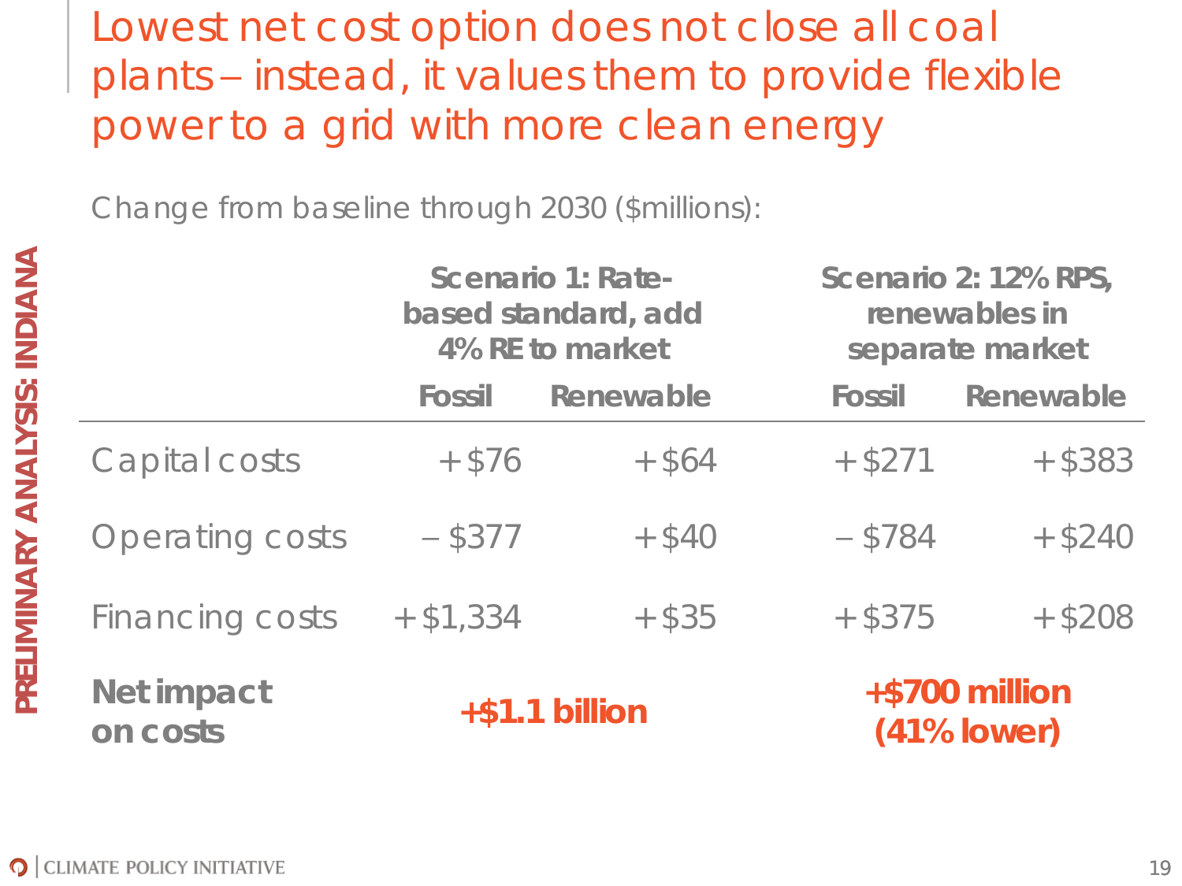# Lowest net cost option does not close all coal plants – instead, it values them to provide flexible power to a grid with more clean energy

PRELIMINARY ANALYSIS: INDIANA

Change from baseline through 2030 ($millions):

| | Scenario 1: Rate-based standard, add 4% RE to market | | Scenario 2: 12% RPS, renewables in separate market | |
|---|---|---|---|---|
| | **Fossil** | **Renewable** | **Fossil** | **Renewable** |
| Capital costs | +$76 | +$64 | +$271 | +$383 |
| Operating costs | – $377 | +$40 | – $784 | +$240 |
| Financing costs | +$1,334 | +$35 | +$375 | +$208 |
| **Net impact on costs** | **+$1.1 billion** | | **+$700 million (41% lower)** | |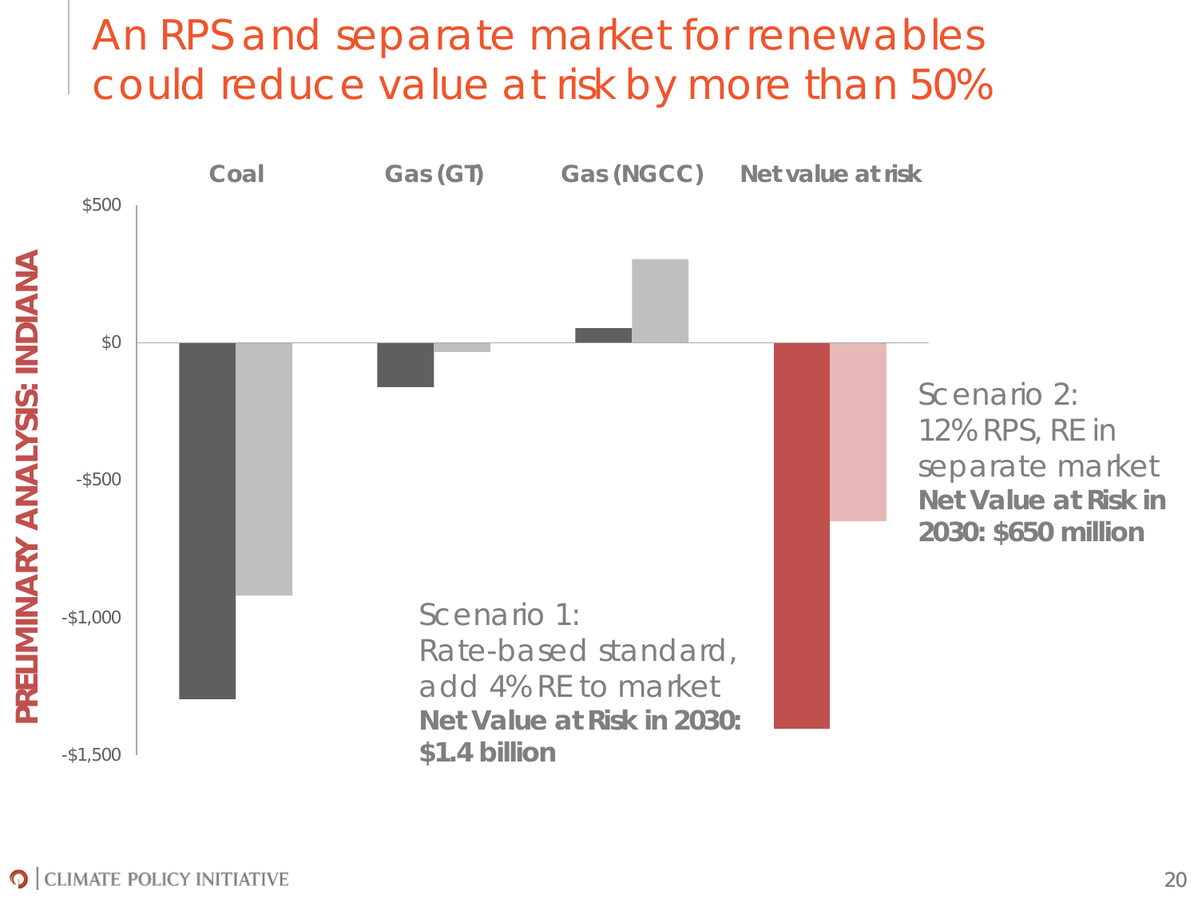# An RPS and separate market for renewables could reduce value at risk by more than 50%

PRELIMINARY ANALYSIS: INDIANA

Coal | Gas (GT) | Gas (NGCC) | Net value at risk

$500
$0
-$500
-$1,000
-$1,500

Scenario 1:
Rate-based standard, add 4% RE to market
**Net Value at Risk in 2030: $1.4 billion**

Scenario 2:
12% RPS, RE in separate market
**Net Value at Risk in 2030: $650 million**

CLIMATE POLICY INITIATIVE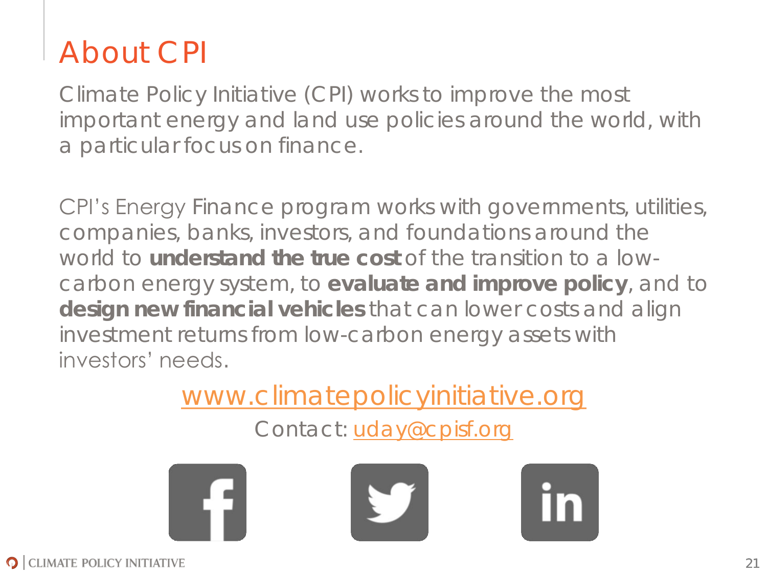# About CPI

Climate Policy Initiative (CPI) works to improve the most important energy and land use policies around the world, with a particular focus on finance.

CPI's Energy Finance program works with governments, utilities, companies, banks, investors, and foundations around the world to **understand the true cost** of the transition to a low-carbon energy system, to **evaluate and improve policy**, and to **design new financial vehicles** that can lower costs and align investment returns from low-carbon energy assets with investors' needs.

www.climatepolicyinitiative.org

Contact: uday@cpisf.org